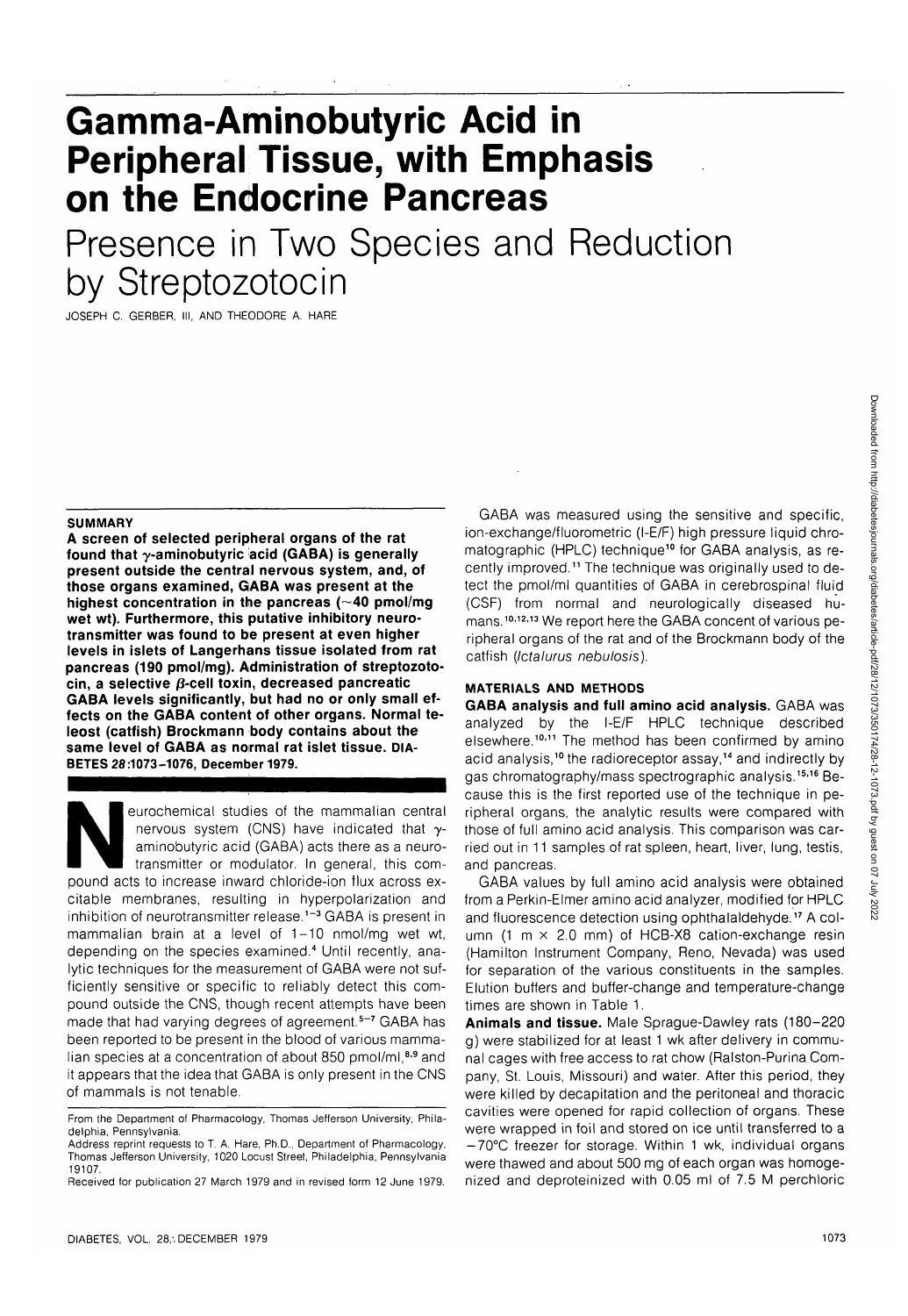# Gamma-Aminobutyric Acid in Peripheral Tissue, with Emphasis on the Endocrine Pancreas

## Presence in Two Species and Reduction by Streptozotocin

JOSEPH C. GERBER, III, AND THEODORE A. HARE

### SUMMARY

**A screen of selected peripheral organs of the rat found that γ-aminobutyric acid (GABA) is generally present outside the central nervous system, and, of those organs examined, GABA was present at the highest concentration in the pancreas (~40 pmol/mg wet wt). Furthermore, this putative inhibitory neurotransmitter was found to be present at even higher levels in islets of Langerhans tissue isolated from rat pancreas (190 pmol/mg). Administration of streptozotocin, a selective β-cell toxin, decreased pancreatic GABA levels significantly, but had no or only small effects on the GABA content of other organs. Normal teleost (catfish) Brockmann body contains about the same level of GABA as normal rat islet tissue.** DIABETES *28*:1073-1076, December 1979.

Neurochemical studies of the mammalian central nervous system (CNS) have indicated that γ-aminobutyric acid (GABA) acts there as a neurotransmitter or modulator. In general, this compound acts to increase inward chloride-ion flux across excitable membranes, resulting in hyperpolarization and inhibition of neurotransmitter release.[1-3] GABA is present in mammalian brain at a level of 1-10 nmol/mg wet wt, depending on the species examined.[4] Until recently, analytic techniques for the measurement of GABA were not sufficiently sensitive or specific to reliably detect this compound outside the CNS, though recent attempts have been made that had varying degrees of agreement.[5-7] GABA has been reported to be present in the blood of various mammalian species at a concentration of about 850 pmol/ml,[8,9] and it appears that the idea that GABA is only present in the CNS of mammals is not tenable.

From the Department of Pharmacology, Thomas Jefferson University, Philadelphia, Pennsylvania.
Address reprint requests to T. A. Hare, Ph.D., Department of Pharmacology, Thomas Jefferson University, 1020 Locust Street, Philadelphia, Pennsylvania 19107.
Received for publication 27 March 1979 and in revised form 12 June 1979.

GABA was measured using the sensitive and specific, ion-exchange/fluorometric (I-E/F) high pressure liquid chromatographic (HPLC) technique[10] for GABA analysis, as recently improved.[11] The technique was originally used to detect the pmol/ml quantities of GABA in cerebrospinal fluid (CSF) from normal and neurologically diseased humans.[10,12,13] We report here the GABA concent of various peripheral organs of the rat and of the Brockmann body of the catfish (*Ictalurus nebulosis*).

### MATERIALS AND METHODS

**GABA analysis and full amino acid analysis.** GABA was analyzed by the I-E/F HPLC technique described elsewhere.[10,11] The method has been confirmed by amino acid analysis,[10] the radioreceptor assay,[14] and indirectly by gas chromatography/mass spectrographic analysis.[15,16] Because this is the first reported use of the technique in peripheral organs, the analytic results were compared with those of full amino acid analysis. This comparison was carried out in 11 samples of rat spleen, heart, liver, lung, testis, and pancreas.

GABA values by full amino acid analysis were obtained from a Perkin-Elmer amino acid analyzer, modified for HPLC and fluorescence detection using ophthalaldehyde.[17] A column (1 m × 2.0 mm) of HCB-X8 cation-exchange resin (Hamilton Instrument Company, Reno, Nevada) was used for separation of the various constituents in the samples. Elution buffers and buffer-change and temperature-change times are shown in Table 1.

**Animals and tissue.** Male Sprague-Dawley rats (180-220 g) were stabilized for at least 1 wk after delivery in communal cages with free access to rat chow (Ralston-Purina Company, St. Louis, Missouri) and water. After this period, they were killed by decapitation and the peritoneal and thoracic cavities were opened for rapid collection of organs. These were wrapped in foil and stored on ice until transferred to a −70°C freezer for storage. Within 1 wk, individual organs were thawed and about 500 mg of each organ was homogenized and deproteinized with 0.05 ml of 7.5 M perchloric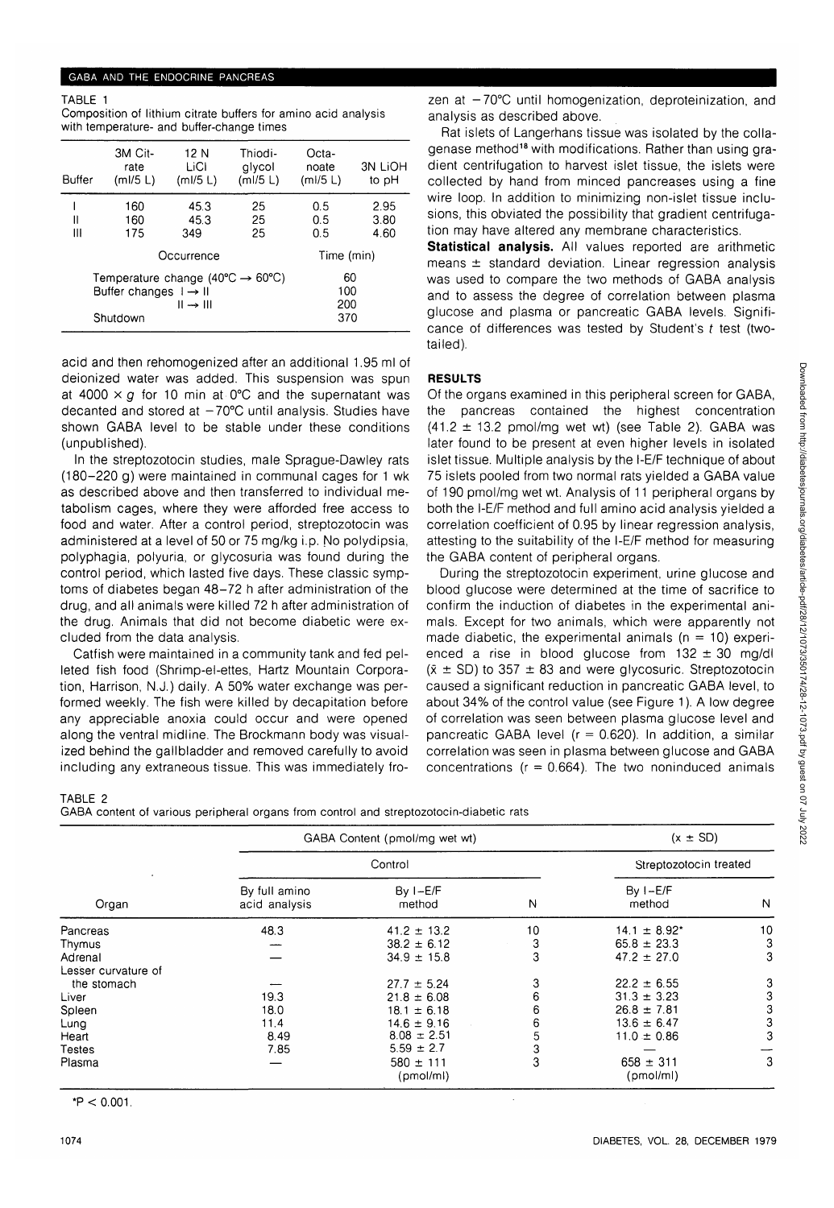TABLE 1

Composition of lithium citrate buffers for amino acid analysis with temperature- and buffer-change times

| Buffer | 3M Citrate (ml/5 L) | 12 N LiCl (ml/5 L) | Thiodiglycol (ml/5 L) | Octanoate (ml/5 L) | 3N LiOH to pH |
|---|---|---|---|---|---|
| I | 160 | 45.3 | 25 | 0.5 | 2.95 |
| II | 160 | 45.3 | 25 | 0.5 | 3.80 |
| III | 175 | 349 | 25 | 0.5 | 4.60 |

| Occurrence | | Time (min) |
|---|---|---|
| Temperature change (40°C → 60°C) | | 60 |
| Buffer changes | I → II | 100 |
| | II → III | 200 |
| Shutdown | | 370 |

acid and then rehomogenized after an additional 1.95 ml of deionized water was added. This suspension was spun at 4000 × g for 10 min at 0°C and the supernatant was decanted and stored at −70°C until analysis. Studies have shown GABA level to be stable under these conditions (unpublished).

In the streptozotocin studies, male Sprague-Dawley rats (180–220 g) were maintained in communal cages for 1 wk as described above and then transferred to individual metabolism cages, where they were afforded free access to food and water. After a control period, streptozotocin was administered at a level of 50 or 75 mg/kg i.p. No polydipsia, polyphagia, polyuria, or glycosuria was found during the control period, which lasted five days. These classic symptoms of diabetes began 48–72 h after administration of the drug, and all animals were killed 72 h after administration of the drug. Animals that did not become diabetic were excluded from the data analysis.

Catfish were maintained in a community tank and fed pelleted fish food (Shrimp-el-ettes, Hartz Mountain Corporation, Harrison, N.J.) daily. A 50% water exchange was performed weekly. The fish were killed by decapitation before any appreciable anoxia could occur and were opened along the ventral midline. The Brockmann body was visualized behind the gallbladder and removed carefully to avoid including any extraneous tissue. This was immediately frozen at −70°C until homogenization, deproteinization, and analysis as described above.

Rat islets of Langerhans tissue was isolated by the collagenase method[18] with modifications. Rather than using gradient centrifugation to harvest islet tissue, the islets were collected by hand from minced pancreases using a fine wire loop. In addition to minimizing non-islet tissue inclusions, this obviated the possibility that gradient centrifugation may have altered any membrane characteristics.

**Statistical analysis.** All values reported are arithmetic means ± standard deviation. Linear regression analysis was used to compare the two methods of GABA analysis and to assess the degree of correlation between plasma glucose and plasma or pancreatic GABA levels. Significance of differences was tested by Student's *t* test (two-tailed).

## RESULTS

Of the organs examined in this peripheral screen for GABA, the pancreas contained the highest concentration (41.2 ± 13.2 pmol/mg wet wt) (see Table 2). GABA was later found to be present at even higher levels in isolated islet tissue. Multiple analysis by the I-E/F technique of about 75 islets pooled from two normal rats yielded a GABA value of 190 pmol/mg wet wt. Analysis of 11 peripheral organs by both the I-E/F method and full amino acid analysis yielded a correlation coefficient of 0.95 by linear regression analysis, attesting to the suitability of the I-E/F method for measuring the GABA content of peripheral organs.

During the streptozotocin experiment, urine glucose and blood glucose were determined at the time of sacrifice to confirm the induction of diabetes in the experimental animals. Except for two animals, which were apparently not made diabetic, the experimental animals (n = 10) experienced a rise in blood glucose from 132 ± 30 mg/dl ($\bar{x}$ ± SD) to 357 ± 83 and were glycosuric. Streptozotocin caused a significant reduction in pancreatic GABA level, to about 34% of the control value (see Figure 1). A low degree of correlation was seen between plasma glucose level and pancreatic GABA level (r = 0.620). In addition, a similar correlation was seen in plasma between glucose and GABA concentrations (r = 0.664). The two noninduced animals

TABLE 2

GABA content of various peripheral organs from control and streptozotocin-diabetic rats

| Organ | GABA Content (pmol/mg wet wt) — Control: By full amino acid analysis | Control: By I–E/F method | N | (x ± SD) Streptozotocin treated: By I–E/F method | N |
|---|---|---|---|---|---|
| Pancreas | 48.3 | 41.2 ± 13.2 | 10 | 14.1 ± 8.92* | 10 |
| Thymus | — | 38.2 ± 6.12 | 3 | 65.8 ± 23.3 | 3 |
| Adrenal | — | 34.9 ± 15.8 | 3 | 47.2 ± 27.0 | 3 |
| Lesser curvature of the stomach | — | 27.7 ± 5.24 | 3 | 22.2 ± 6.55 | 3 |
| Liver | 19.3 | 21.8 ± 6.08 | 6 | 31.3 ± 3.23 | 3 |
| Spleen | 18.0 | 18.1 ± 6.18 | 6 | 26.8 ± 7.81 | 3 |
| Lung | 11.4 | 14.6 ± 9.16 | 6 | 13.6 ± 6.47 | 3 |
| Heart | 8.49 | 8.08 ± 2.51 | 5 | 11.0 ± 0.86 | 3 |
| Testes | 7.85 | 5.59 ± 2.7 | 3 | — | — |
| Plasma | — | 580 ± 111 (pmol/ml) | 3 | 658 ± 311 (pmol/ml) | 3 |

*P < 0.001.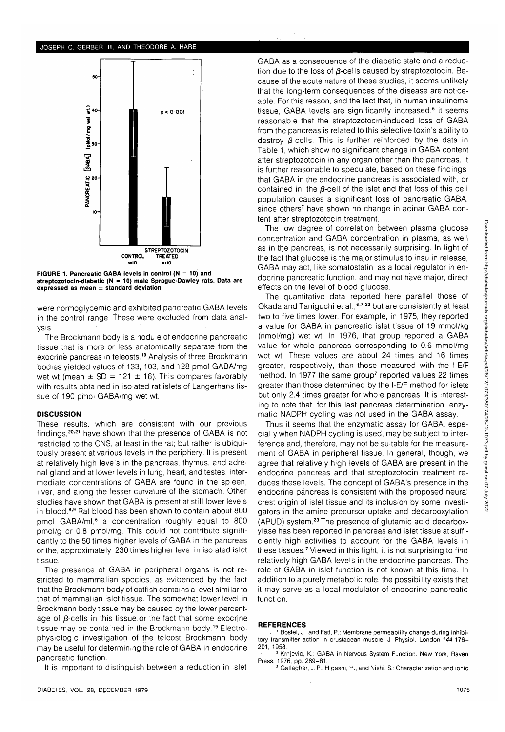FIGURE 1. Pancreatic GABA levels in control (N = 10) and streptozotocin-diabetic (N = 10) male Sprague-Dawley rats. Data are expressed as mean ± standard deviation.

were normoglycemic and exhibited pancreatic GABA levels in the control range. These were excluded from data analysis.

The Brockmann body is a nodule of endocrine pancreatic tissue that is more or less anatomically separate from the exocrine pancreas in teleosts.[19] Analysis of three Brockmann bodies yielded values of 133, 103, and 128 pmol GABA/mg wet wt (mean ± SD = 121 ± 16). This compares favorably with results obtained in isolated rat islets of Langerhans tissue of 190 pmol GABA/mg wet wt.

## DISCUSSION

These results, which are consistent with our previous findings,[20,21] have shown that the presence of GABA is not restricted to the CNS, at least in the rat; but rather is ubiquitously present at various levels in the periphery. It is present at relatively high levels in the pancreas, thymus, and adrenal gland and at lower levels in lung, heart, and testes. Intermediate concentrations of GABA are found in the spleen, liver, and along the lesser curvature of the stomach. Other studies have shown that GABA is present at still lower levels in blood.[8,9] Rat blood has been shown to contain about 800 pmol GABA/ml,[6] a concentration roughly equal to 800 pmol/g or 0.8 pmol/mg. This could not contribute significantly to the 50 times higher levels of GABA in the pancreas or the, approximately, 230 times higher level in isolated islet tissue.

The presence of GABA in peripheral organs is not restricted to mammalian species, as evidenced by the fact that the Brockmann body of catfish contains a level similar to that of mammalian islet tissue. The somewhat lower level in Brockmann body tissue may be caused by the lower percentage of $\beta$-cells in this tissue or the fact that some exocrine tissue may be contained in the Brockmann body.[19] Electrophysiologic investigation of the teleost Brockmann body may be useful for determining the role of GABA in endocrine pancreatic function.

It is important to distinguish between a reduction in islet GABA as a consequence of the diabetic state and a reduction due to the loss of $\beta$-cells caused by streptozotocin. Because of the acute nature of these studies, it seems unlikely that the long-term consequences of the disease are noticeable. For this reason, and the fact that, in human insulinoma tissue, GABA levels are significantly increased,[6] it seems reasonable that the streptozotocin-induced loss of GABA from the pancreas is related to this selective toxin's ability to destroy $\beta$-cells. This is further reinforced by the data in Table 1, which show no significant change in GABA content after streptozotocin in any organ other than the pancreas. It is further reasonable to speculate, based on these findings, that GABA in the endocrine pancreas is associated with, or contained in, the $\beta$-cell of the islet and that loss of this cell population causes a significant loss of pancreatic GABA, since others[7] have shown no change in acinar GABA content after streptozotocin treatment.

The low degree of correlation between plasma glucose concentration and GABA concentration in plasma, as well as in the pancreas, is not necessarily surprising. In light of the fact that glucose is the major stimulus to insulin release, GABA may act, like somatostatin, as a local regulator in endocrine pancreatic function, and may not have major, direct effects on the level of blood glucose.

The quantitative data reported here parallel those of Okada and Taniguchi et al.,[6,7,22] but are consistently at least two to five times lower. For example, in 1975, they reported a value for GABA in pancreatic islet tissue of 19 mmol/kg (nmol/mg) wet wt. In 1976, that group reported a GABA value for whole pancreas corresponding to 0.6 mmol/mg wet wt. These values are about 24 times and 16 times greater, respectively, than those measured with the I-E/F method. In 1977 the same group[7] reported values 22 times greater than those determined by the I-E/F method for islets but only 2.4 times greater for whole pancreas. It is interesting to note that, for this last pancreas determination, enzymatic NADPH cycling was not used in the GABA assay.

Thus it seems that the enzymatic assay for GABA, especially when NADPH cycling is used, may be subject to interference and, therefore, may not be suitable for the measurement of GABA in peripheral tissue. In general, though, we agree that relatively high levels of GABA are present in the endocrine pancreas and that streptozotocin treatment reduces these levels. The concept of GABA's presence in the endocrine pancreas is consistent with the proposed neural crest origin of islet tissue and its inclusion by some investigators in the amine precursor uptake and decarboxylation (APUD) system.[23] The presence of glutamic acid decarboxylase has been reported in pancreas and islet tissue at sufficiently high activities to account for the GABA levels in these tissues.[7] Viewed in this light, it is not surprising to find relatively high GABA levels in the endocrine pancreas. The role of GABA in islet function is not known at this time. In addition to a purely metabolic role, the possibility exists that it may serve as a local modulator of endocrine pancreatic function.

## REFERENCES

1. Bostel, J., and Fatt, P.: Membrane permeability change during inhibitory transmitter action in crustacean muscle. J. Physiol. London *144*:176–201, 1958.
2. Krnjevic, K.: GABA in Nervous System Function. New York, Raven Press, 1976, pp. 269–81.
3. Gallagher, J. P., Higashi, H., and Nishi, S.: Characterization and ionic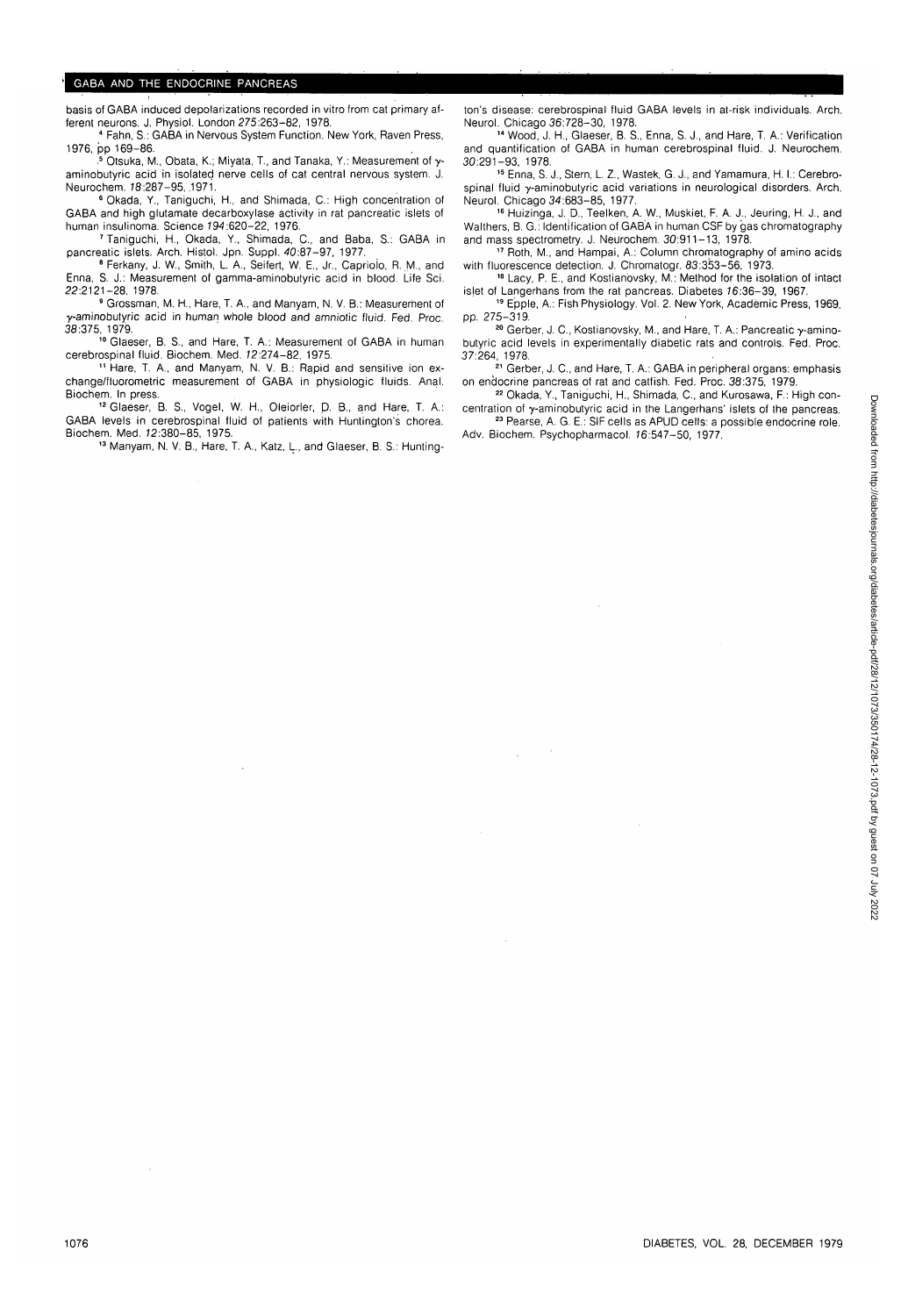basis of GABA induced depolarizations recorded in vitro from cat primary afferent neurons. J. Physiol. London 275:263–82, 1978.

[4] Fahn, S.: GABA in Nervous System Function. New York, Raven Press, 1976, pp 169–86.

[5] Otsuka, M., Obata, K.; Miyata, T., and Tanaka, Y.: Measurement of γ-aminobutyric acid in isolated nerve cells of cat central nervous system. J. Neurochem. 18:287–95, 1971.

[6] Okada, Y., Taniguchi, H., and Shimada, C.: High concentration of GABA and high glutamate decarboxylase activity in rat pancreatic islets of human insulinoma. Science 194:620–22, 1976.

[7] Taniguchi, H., Okada, Y., Shimada, C., and Baba, S.: GABA in pancreatic islets. Arch. Histol. Jpn. Suppl. 40:87–97, 1977.

[8] Ferkany, J. W., Smith, L. A., Seifert, W. E., Jr., Capriolo, R. M., and Enna, S. J.: Measurement of gamma-aminobutyric acid in blood. Life Sci. 22:2121–28, 1978.

[9] Grossman, M. H., Hare, T. A., and Manyam, N. V. B.: Measurement of γ-aminobutyric acid in human whole blood and amniotic fluid. Fed. Proc. 38:375, 1979.

[10] Glaeser, B. S., and Hare, T. A.: Measurement of GABA in human cerebrospinal fluid. Biochem. Med. 12:274–82, 1975.

[11] Hare, T. A., and Manyam, N. V. B.: Rapid and sensitive ion exchange/fluorometric measurement of GABA in physiologic fluids. Anal. Biochem. In press.

[12] Glaeser, B. S., Vogel, W. H., Oleiorler, D. B., and Hare, T. A.: GABA levels in cerebrospinal fluid of patients with Huntington's chorea. Biochem. Med. 12:380–85, 1975.

[13] Manyam, N. V. B., Hare, T. A., Katz, L., and Glaeser, B. S.: Huntington's disease: cerebrospinal fluid GABA levels in at-risk individuals. Arch. Neurol. Chicago 36:728–30, 1978.

[14] Wood, J. H., Glaeser, B. S., Enna, S. J., and Hare, T. A.: Verification and quantification of GABA in human cerebrospinal fluid. J. Neurochem. 30:291–93, 1978.

[15] Enna, S. J., Stern, L. Z., Wastek, G. J., and Yamamura, H. I.: Cerebrospinal fluid γ-aminobutyric acid variations in neurological disorders. Arch. Neurol. Chicago 34:683–85, 1977.

[16] Huizinga, J. D., Teelken, A. W., Muskiet, F. A. J., Jeuring, H. J., and Walthers, B. G.: Identification of GABA in human CSF by gas chromatography and mass spectrometry. J. Neurochem. 30:911–13, 1978.

[17] Roth, M., and Hampai, A.: Column chromatography of amino acids with fluorescence detection. J. Chromatogr. 83:353–56, 1973.

[18] Lacy, P. E., and Kostianovsky, M.: Method for the isolation of intact islet of Langerhans from the rat pancreas. Diabetes 16:36–39, 1967.

[19] Epple, A.: Fish Physiology. Vol. 2. New York, Academic Press, 1969, pp. 275–319.

[20] Gerber, J. C., Kostianovsky, M., and Hare, T. A.: Pancreatic γ-aminobutyric acid levels in experimentally diabetic rats and controls. Fed. Proc. 37:264, 1978.

[21] Gerber, J. C., and Hare, T. A.: GABA in peripheral organs: emphasis on endocrine pancreas of rat and catfish. Fed. Proc. 38:375, 1979.

[22] Okada, Y., Taniguchi, H., Shimada, C., and Kurosawa, F.: High concentration of γ-aminobutyric acid in the Langerhans' islets of the pancreas.

[23] Pearse, A. G. E.: SIF cells as APUD cells: a possible endocrine role. Adv. Biochem. Psychopharmacol. 16:547–50, 1977.